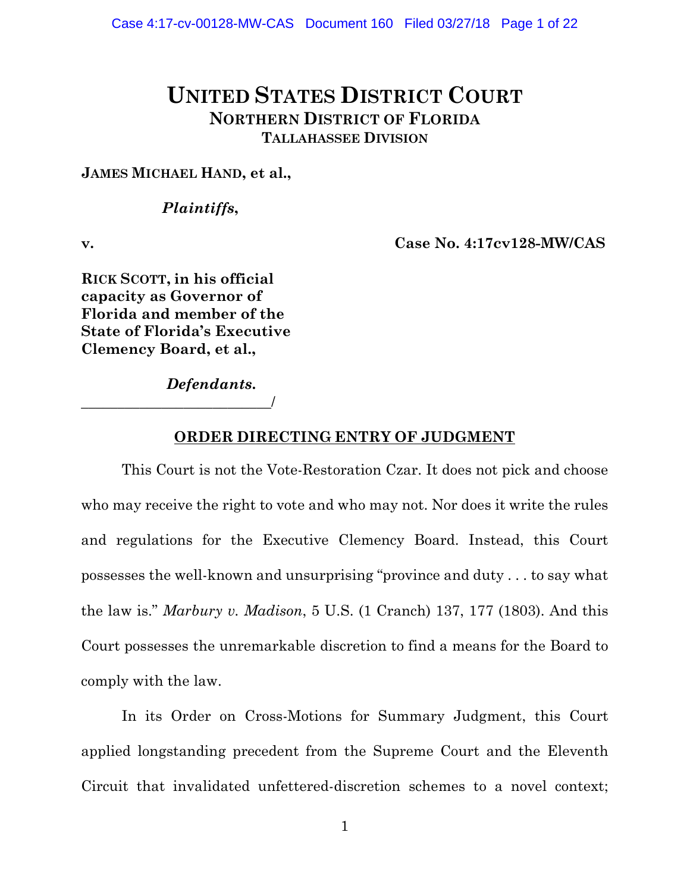# UNITED STATES DISTRICT COURT
## NORTHERN DISTRICT OF FLORIDA
### TALLAHASSEE DIVISION

**JAMES MICHAEL HAND, et al.,**

***Plaintiffs,***

**v.** **Case No. 4:17cv128-MW/CAS**

**RICK SCOTT, in his official capacity as Governor of Florida and member of the State of Florida's Executive Clemency Board, et al.,**

***Defendants.***

_________________________/

**ORDER DIRECTING ENTRY OF JUDGMENT**

This Court is not the Vote-Restoration Czar. It does not pick and choose who may receive the right to vote and who may not. Nor does it write the rules and regulations for the Executive Clemency Board. Instead, this Court possesses the well-known and unsurprising "province and duty . . . to say what the law is." *Marbury v. Madison*, 5 U.S. (1 Cranch) 137, 177 (1803). And this Court possesses the unremarkable discretion to find a means for the Board to comply with the law.

In its Order on Cross-Motions for Summary Judgment, this Court applied longstanding precedent from the Supreme Court and the Eleventh Circuit that invalidated unfettered-discretion schemes to a novel context;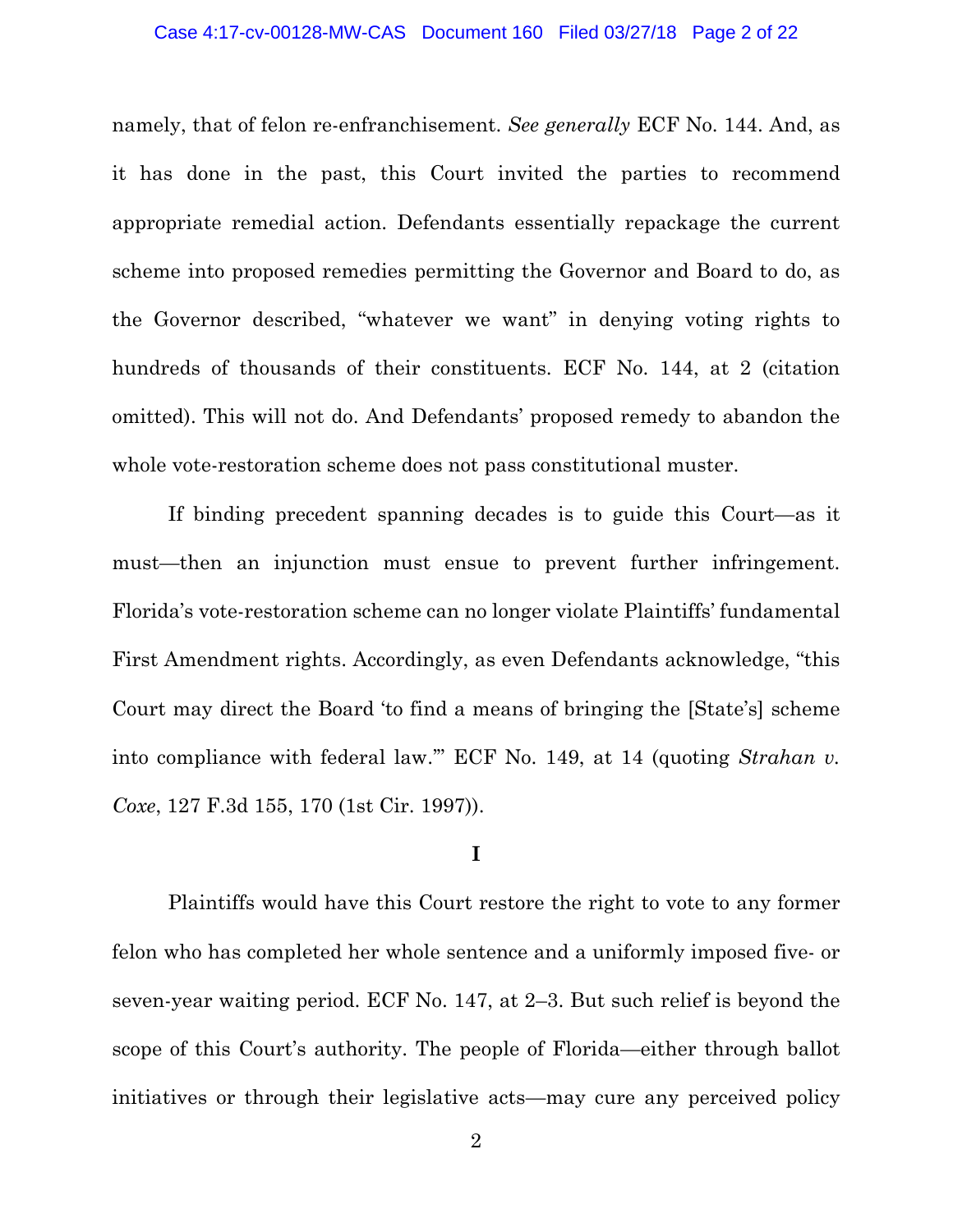namely, that of felon re-enfranchisement. *See generally* ECF No. 144. And, as it has done in the past, this Court invited the parties to recommend appropriate remedial action. Defendants essentially repackage the current scheme into proposed remedies permitting the Governor and Board to do, as the Governor described, "whatever we want" in denying voting rights to hundreds of thousands of their constituents. ECF No. 144, at 2 (citation omitted). This will not do. And Defendants' proposed remedy to abandon the whole vote-restoration scheme does not pass constitutional muster.

If binding precedent spanning decades is to guide this Court—as it must—then an injunction must ensue to prevent further infringement. Florida's vote-restoration scheme can no longer violate Plaintiffs' fundamental First Amendment rights. Accordingly, as even Defendants acknowledge, "this Court may direct the Board 'to find a means of bringing the [State's] scheme into compliance with federal law.'" ECF No. 149, at 14 (quoting *Strahan v. Coxe*, 127 F.3d 155, 170 (1st Cir. 1997)).

**I**

Plaintiffs would have this Court restore the right to vote to any former felon who has completed her whole sentence and a uniformly imposed five- or seven-year waiting period. ECF No. 147, at 2–3. But such relief is beyond the scope of this Court's authority. The people of Florida—either through ballot initiatives or through their legislative acts—may cure any perceived policy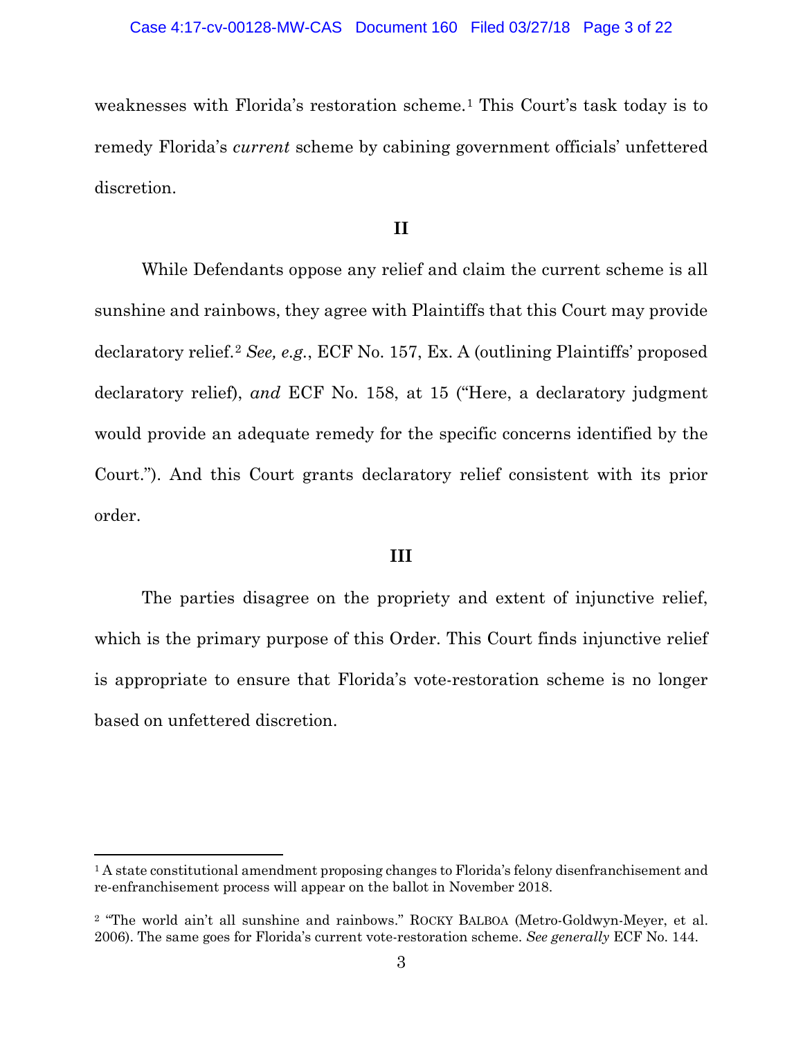weaknesses with Florida's restoration scheme.[1] This Court's task today is to remedy Florida's *current* scheme by cabining government officials' unfettered discretion.

**II**

While Defendants oppose any relief and claim the current scheme is all sunshine and rainbows, they agree with Plaintiffs that this Court may provide declaratory relief.[2] *See, e.g.*, ECF No. 157, Ex. A (outlining Plaintiffs' proposed declaratory relief), *and* ECF No. 158, at 15 ("Here, a declaratory judgment would provide an adequate remedy for the specific concerns identified by the Court."). And this Court grants declaratory relief consistent with its prior order.

**III**

The parties disagree on the propriety and extent of injunctive relief, which is the primary purpose of this Order. This Court finds injunctive relief is appropriate to ensure that Florida's vote-restoration scheme is no longer based on unfettered discretion.

---

[1] A state constitutional amendment proposing changes to Florida's felony disenfranchisement and re-enfranchisement process will appear on the ballot in November 2018.

[2] "The world ain't all sunshine and rainbows." ROCKY BALBOA (Metro-Goldwyn-Meyer, et al. 2006). The same goes for Florida's current vote-restoration scheme. *See generally* ECF No. 144.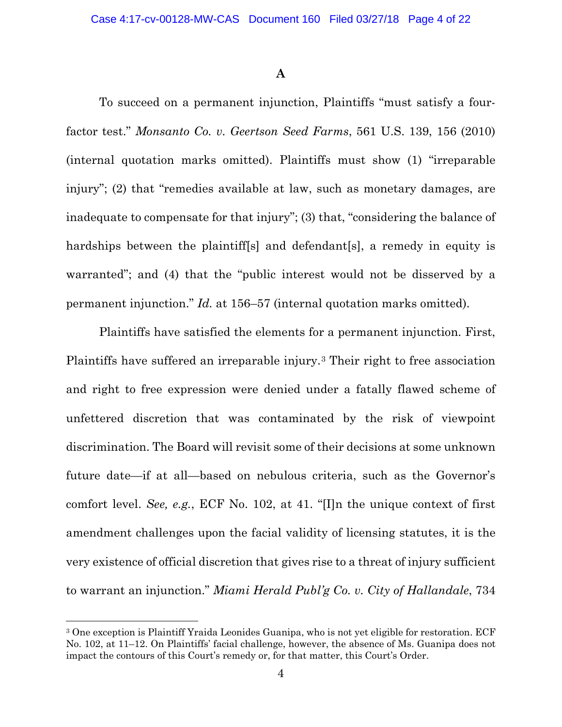### A

To succeed on a permanent injunction, Plaintiffs "must satisfy a four-factor test." *Monsanto Co. v. Geertson Seed Farms*, 561 U.S. 139, 156 (2010) (internal quotation marks omitted). Plaintiffs must show (1) "irreparable injury"; (2) that "remedies available at law, such as monetary damages, are inadequate to compensate for that injury"; (3) that, "considering the balance of hardships between the plaintiff[s] and defendant[s], a remedy in equity is warranted"; and (4) that the "public interest would not be disserved by a permanent injunction." *Id.* at 156–57 (internal quotation marks omitted).

Plaintiffs have satisfied the elements for a permanent injunction. First, Plaintiffs have suffered an irreparable injury.[3] Their right to free association and right to free expression were denied under a fatally flawed scheme of unfettered discretion that was contaminated by the risk of viewpoint discrimination. The Board will revisit some of their decisions at some unknown future date—if at all—based on nebulous criteria, such as the Governor's comfort level. *See, e.g.*, ECF No. 102, at 41. "[I]n the unique context of first amendment challenges upon the facial validity of licensing statutes, it is the very existence of official discretion that gives rise to a threat of injury sufficient to warrant an injunction." *Miami Herald Publ'g Co. v. City of Hallandale*, 734

[3] One exception is Plaintiff Yraida Leonides Guanipa, who is not yet eligible for restoration. ECF No. 102, at 11–12. On Plaintiffs' facial challenge, however, the absence of Ms. Guanipa does not impact the contours of this Court's remedy or, for that matter, this Court's Order.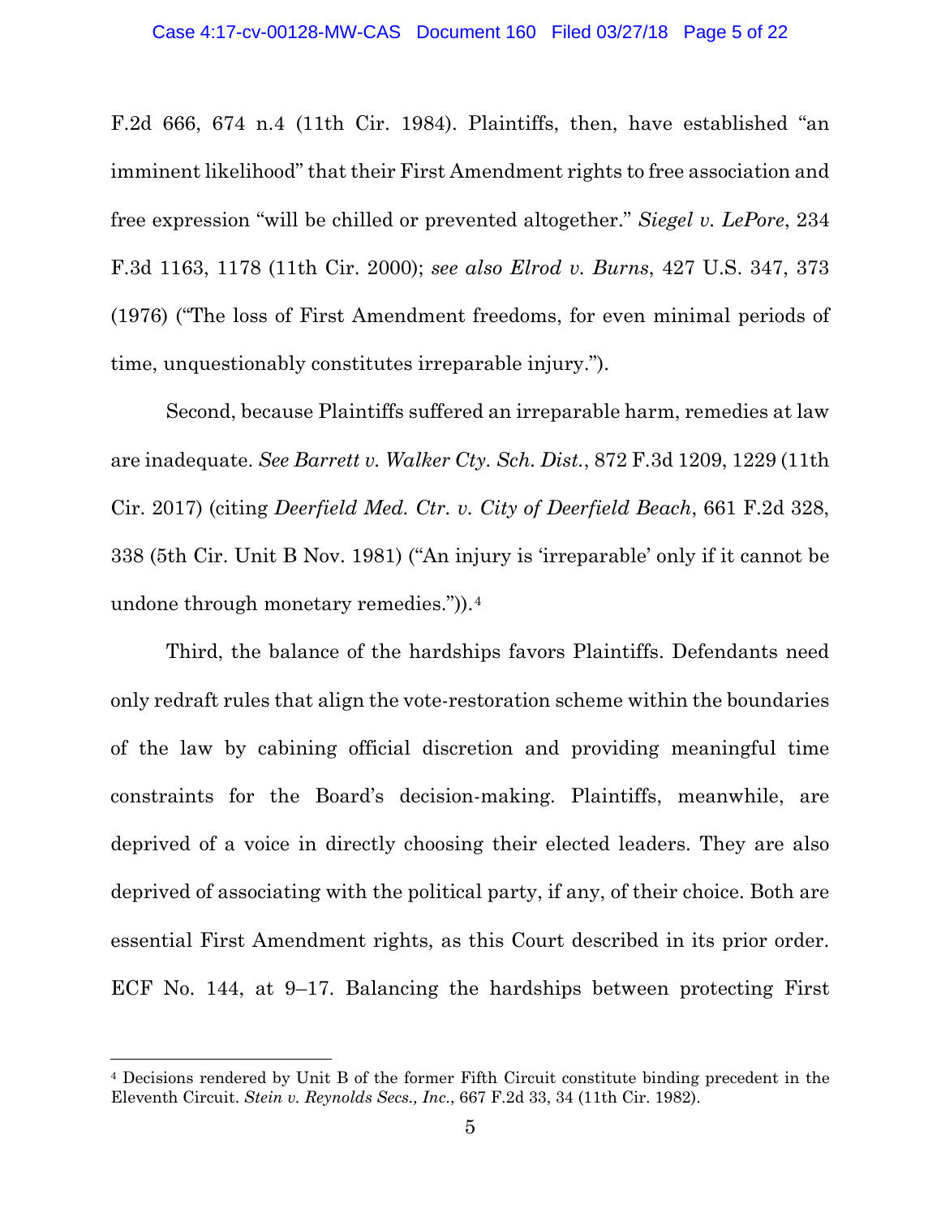F.2d 666, 674 n.4 (11th Cir. 1984). Plaintiffs, then, have established "an imminent likelihood" that their First Amendment rights to free association and free expression "will be chilled or prevented altogether." *Siegel v. LePore*, 234 F.3d 1163, 1178 (11th Cir. 2000); *see also Elrod v. Burns*, 427 U.S. 347, 373 (1976) ("The loss of First Amendment freedoms, for even minimal periods of time, unquestionably constitutes irreparable injury.").

Second, because Plaintiffs suffered an irreparable harm, remedies at law are inadequate. *See Barrett v. Walker Cty. Sch. Dist.*, 872 F.3d 1209, 1229 (11th Cir. 2017) (citing *Deerfield Med. Ctr. v. City of Deerfield Beach*, 661 F.2d 328, 338 (5th Cir. Unit B Nov. 1981) ("An injury is 'irreparable' only if it cannot be undone through monetary remedies.")).[4]

Third, the balance of the hardships favors Plaintiffs. Defendants need only redraft rules that align the vote-restoration scheme within the boundaries of the law by cabining official discretion and providing meaningful time constraints for the Board's decision-making. Plaintiffs, meanwhile, are deprived of a voice in directly choosing their elected leaders. They are also deprived of associating with the political party, if any, of their choice. Both are essential First Amendment rights, as this Court described in its prior order. ECF No. 144, at 9–17. Balancing the hardships between protecting First

---

[4] Decisions rendered by Unit B of the former Fifth Circuit constitute binding precedent in the Eleventh Circuit. *Stein v. Reynolds Secs., Inc.*, 667 F.2d 33, 34 (11th Cir. 1982).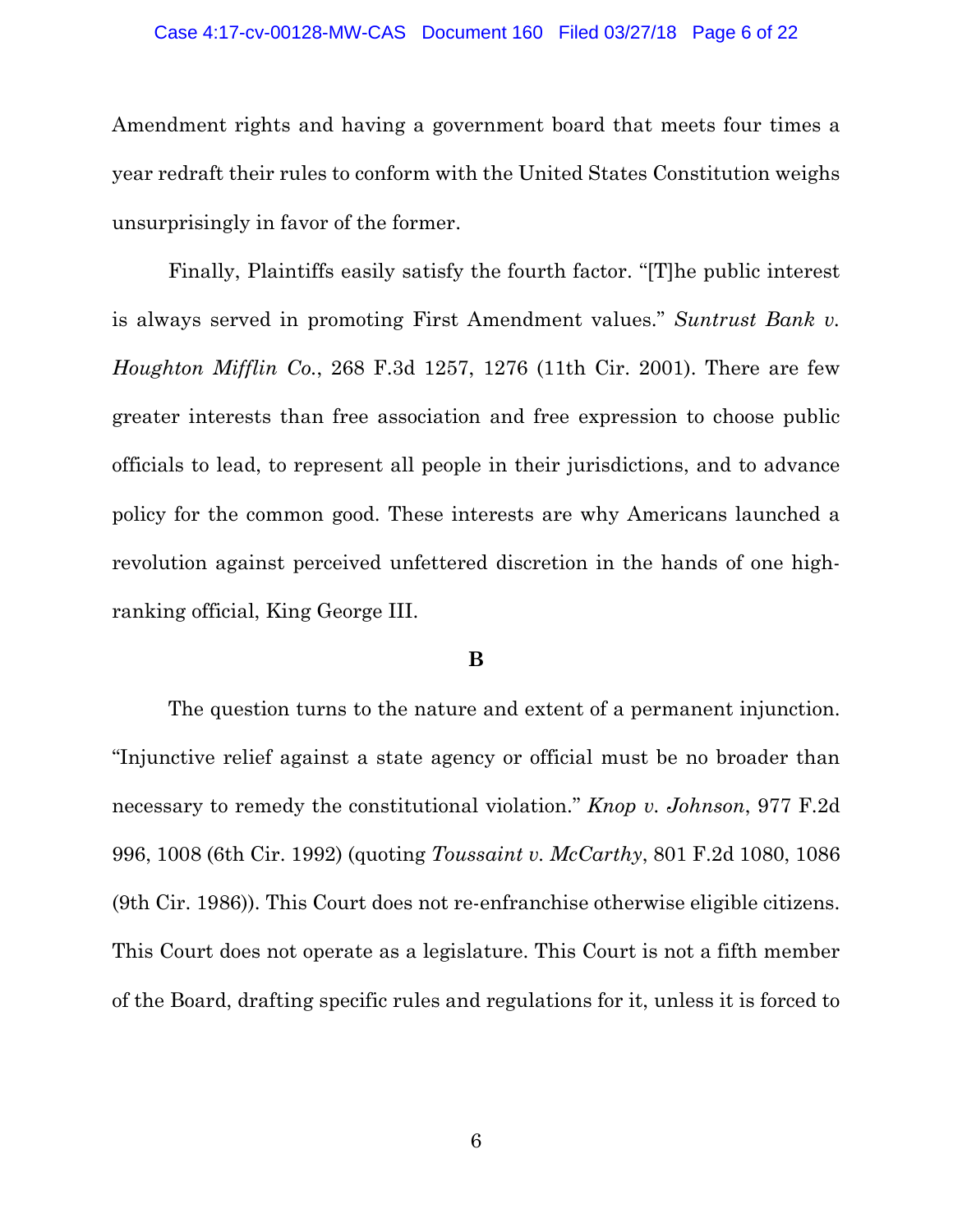Amendment rights and having a government board that meets four times a year redraft their rules to conform with the United States Constitution weighs unsurprisingly in favor of the former.

Finally, Plaintiffs easily satisfy the fourth factor. "[T]he public interest is always served in promoting First Amendment values." *Suntrust Bank v. Houghton Mifflin Co.*, 268 F.3d 1257, 1276 (11th Cir. 2001). There are few greater interests than free association and free expression to choose public officials to lead, to represent all people in their jurisdictions, and to advance policy for the common good. These interests are why Americans launched a revolution against perceived unfettered discretion in the hands of one high-ranking official, King George III.

**B**

The question turns to the nature and extent of a permanent injunction. "Injunctive relief against a state agency or official must be no broader than necessary to remedy the constitutional violation." *Knop v. Johnson*, 977 F.2d 996, 1008 (6th Cir. 1992) (quoting *Toussaint v. McCarthy*, 801 F.2d 1080, 1086 (9th Cir. 1986)). This Court does not re-enfranchise otherwise eligible citizens. This Court does not operate as a legislature. This Court is not a fifth member of the Board, drafting specific rules and regulations for it, unless it is forced to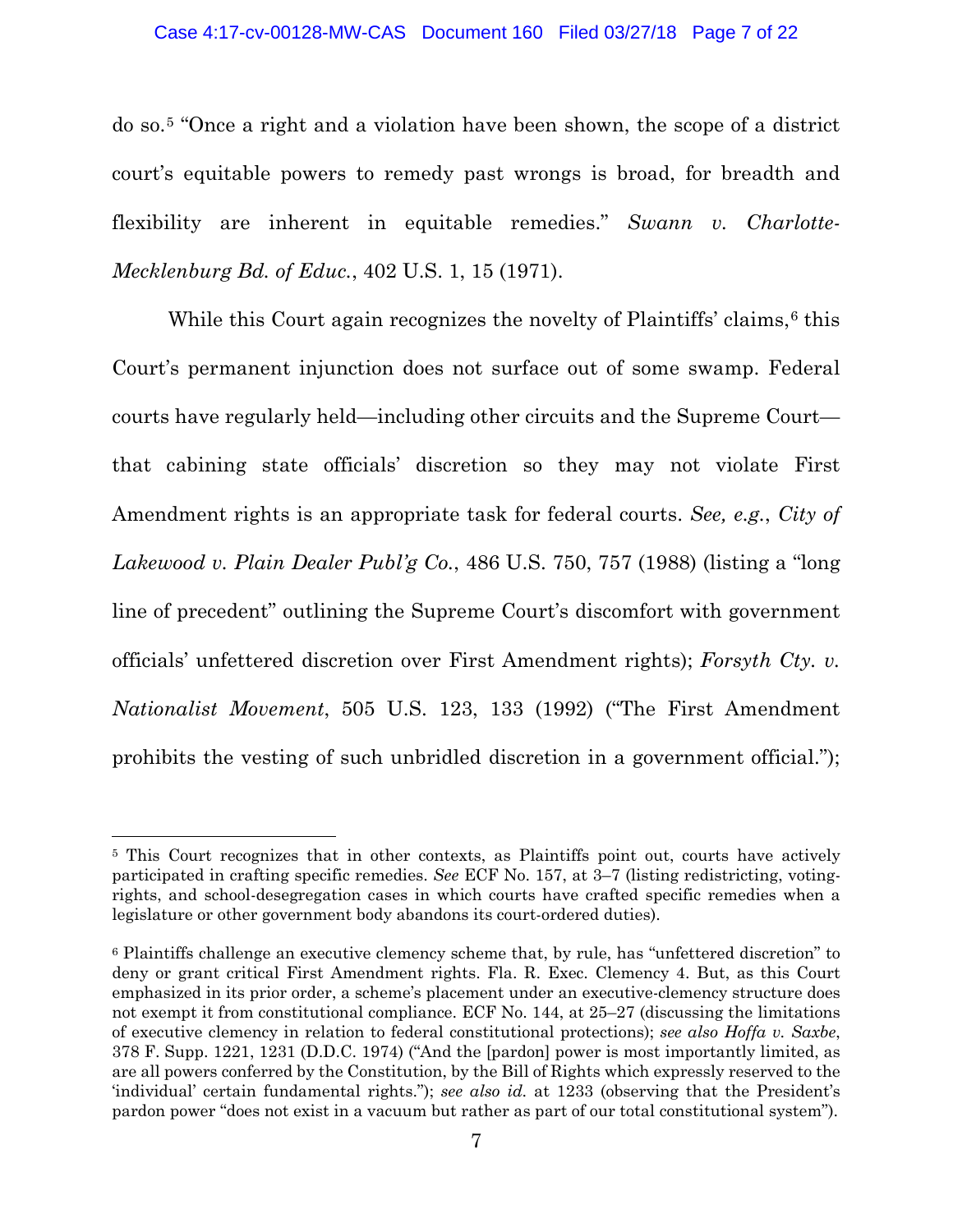do so.[5] "Once a right and a violation have been shown, the scope of a district court's equitable powers to remedy past wrongs is broad, for breadth and flexibility are inherent in equitable remedies." *Swann v. Charlotte-Mecklenburg Bd. of Educ.*, 402 U.S. 1, 15 (1971).

While this Court again recognizes the novelty of Plaintiffs' claims,[6] this Court's permanent injunction does not surface out of some swamp. Federal courts have regularly held—including other circuits and the Supreme Court—that cabining state officials' discretion so they may not violate First Amendment rights is an appropriate task for federal courts. *See, e.g.*, *City of Lakewood v. Plain Dealer Publ'g Co.*, 486 U.S. 750, 757 (1988) (listing a "long line of precedent" outlining the Supreme Court's discomfort with government officials' unfettered discretion over First Amendment rights); *Forsyth Cty. v. Nationalist Movement*, 505 U.S. 123, 133 (1992) ("The First Amendment prohibits the vesting of such unbridled discretion in a government official.");

---

[5] This Court recognizes that in other contexts, as Plaintiffs point out, courts have actively participated in crafting specific remedies. *See* ECF No. 157, at 3–7 (listing redistricting, voting-rights, and school-desegregation cases in which courts have crafted specific remedies when a legislature or other government body abandons its court-ordered duties).

[6] Plaintiffs challenge an executive clemency scheme that, by rule, has "unfettered discretion" to deny or grant critical First Amendment rights. Fla. R. Exec. Clemency 4. But, as this Court emphasized in its prior order, a scheme's placement under an executive-clemency structure does not exempt it from constitutional compliance. ECF No. 144, at 25–27 (discussing the limitations of executive clemency in relation to federal constitutional protections); *see also Hoffa v. Saxbe*, 378 F. Supp. 1221, 1231 (D.D.C. 1974) ("And the [pardon] power is most importantly limited, as are all powers conferred by the Constitution, by the Bill of Rights which expressly reserved to the 'individual' certain fundamental rights."); *see also id.* at 1233 (observing that the President's pardon power "does not exist in a vacuum but rather as part of our total constitutional system").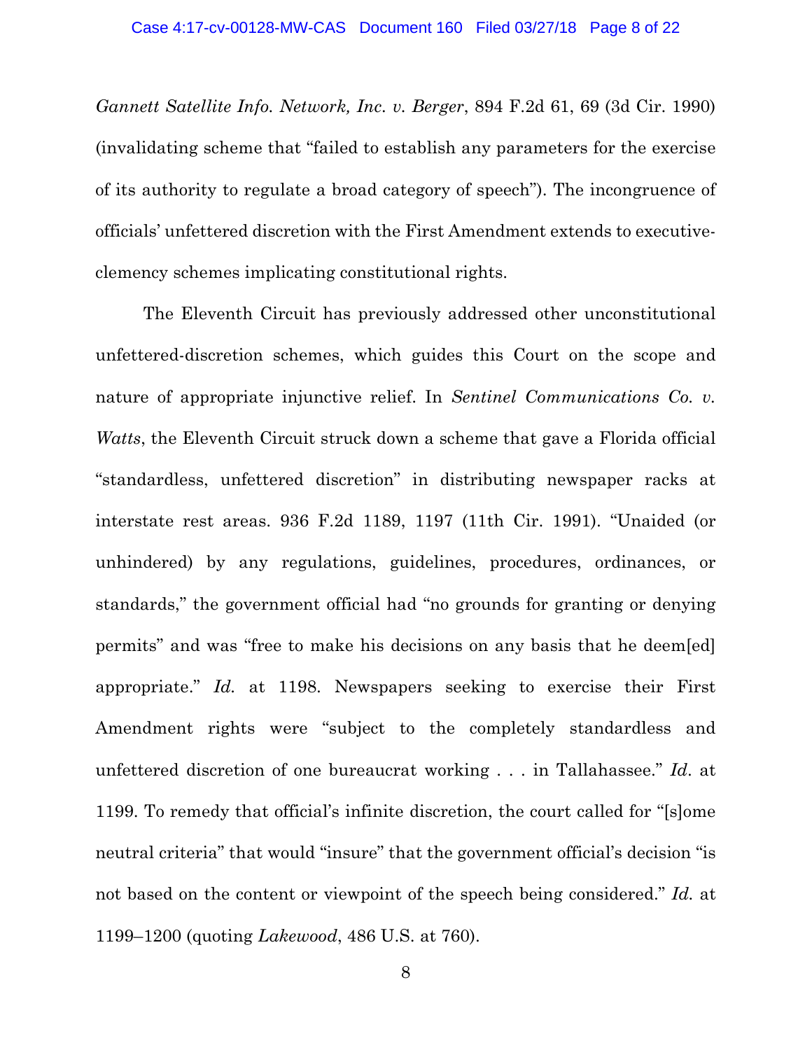*Gannett Satellite Info. Network, Inc. v. Berger*, 894 F.2d 61, 69 (3d Cir. 1990) (invalidating scheme that "failed to establish any parameters for the exercise of its authority to regulate a broad category of speech"). The incongruence of officials' unfettered discretion with the First Amendment extends to executive-clemency schemes implicating constitutional rights.

The Eleventh Circuit has previously addressed other unconstitutional unfettered-discretion schemes, which guides this Court on the scope and nature of appropriate injunctive relief. In *Sentinel Communications Co. v. Watts*, the Eleventh Circuit struck down a scheme that gave a Florida official "standardless, unfettered discretion" in distributing newspaper racks at interstate rest areas. 936 F.2d 1189, 1197 (11th Cir. 1991). "Unaided (or unhindered) by any regulations, guidelines, procedures, ordinances, or standards," the government official had "no grounds for granting or denying permits" and was "free to make his decisions on any basis that he deem[ed] appropriate." *Id.* at 1198. Newspapers seeking to exercise their First Amendment rights were "subject to the completely standardless and unfettered discretion of one bureaucrat working . . . in Tallahassee." *Id*. at 1199. To remedy that official's infinite discretion, the court called for "[s]ome neutral criteria" that would "insure" that the government official's decision "is not based on the content or viewpoint of the speech being considered." *Id.* at 1199–1200 (quoting *Lakewood*, 486 U.S. at 760).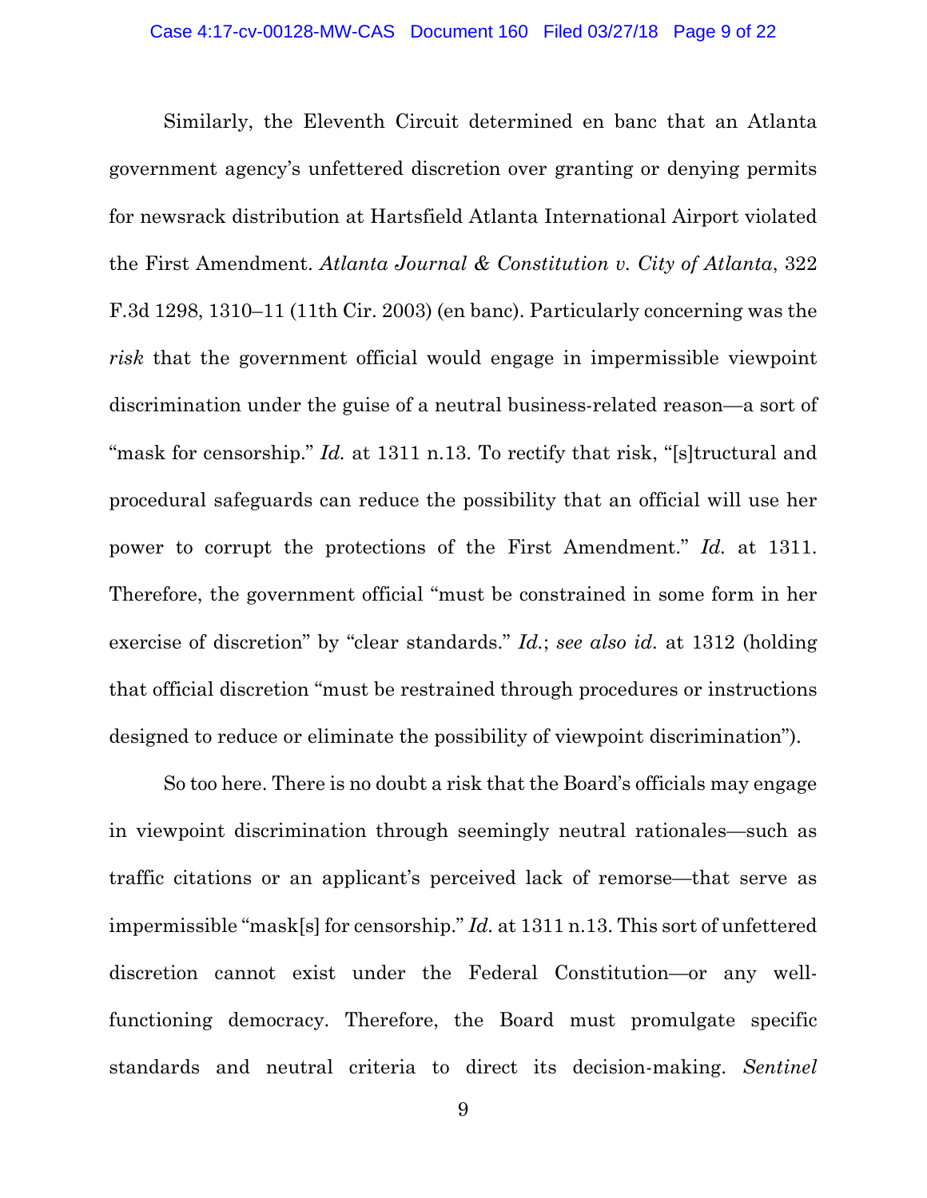Similarly, the Eleventh Circuit determined en banc that an Atlanta government agency's unfettered discretion over granting or denying permits for newsrack distribution at Hartsfield Atlanta International Airport violated the First Amendment. *Atlanta Journal & Constitution v. City of Atlanta*, 322 F.3d 1298, 1310–11 (11th Cir. 2003) (en banc). Particularly concerning was the *risk* that the government official would engage in impermissible viewpoint discrimination under the guise of a neutral business-related reason—a sort of "mask for censorship." *Id.* at 1311 n.13. To rectify that risk, "[s]tructural and procedural safeguards can reduce the possibility that an official will use her power to corrupt the protections of the First Amendment." *Id.* at 1311. Therefore, the government official "must be constrained in some form in her exercise of discretion" by "clear standards." *Id.*; *see also id.* at 1312 (holding that official discretion "must be restrained through procedures or instructions designed to reduce or eliminate the possibility of viewpoint discrimination").

So too here. There is no doubt a risk that the Board's officials may engage in viewpoint discrimination through seemingly neutral rationales—such as traffic citations or an applicant's perceived lack of remorse—that serve as impermissible "mask[s] for censorship." *Id.* at 1311 n.13. This sort of unfettered discretion cannot exist under the Federal Constitution—or any well-functioning democracy. Therefore, the Board must promulgate specific standards and neutral criteria to direct its decision-making. *Sentinel*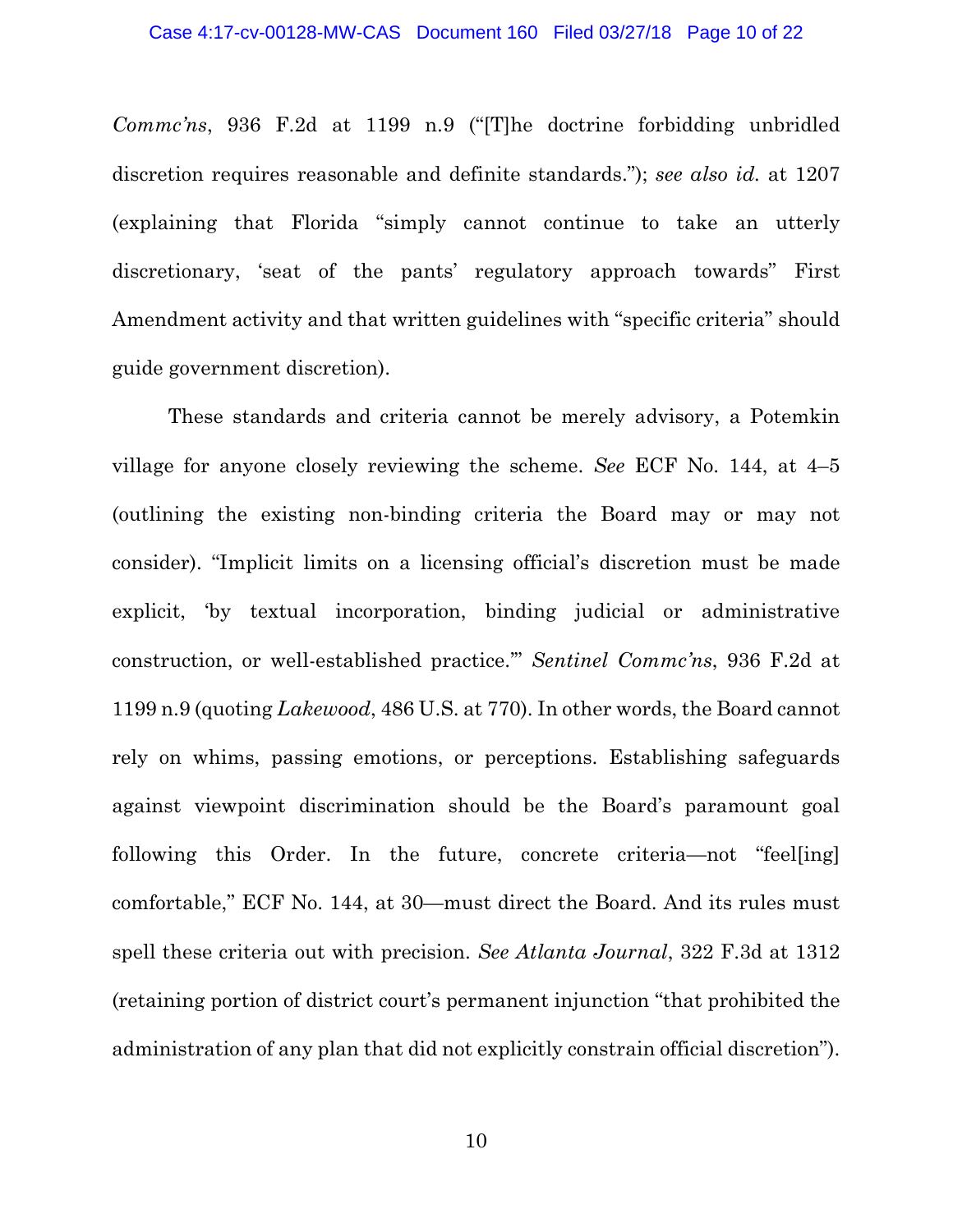*Commc'ns*, 936 F.2d at 1199 n.9 ("[T]he doctrine forbidding unbridled discretion requires reasonable and definite standards."); *see also id.* at 1207 (explaining that Florida "simply cannot continue to take an utterly discretionary, 'seat of the pants' regulatory approach towards" First Amendment activity and that written guidelines with "specific criteria" should guide government discretion).

These standards and criteria cannot be merely advisory, a Potemkin village for anyone closely reviewing the scheme. *See* ECF No. 144, at 4–5 (outlining the existing non-binding criteria the Board may or may not consider). "Implicit limits on a licensing official's discretion must be made explicit, 'by textual incorporation, binding judicial or administrative construction, or well-established practice.'" *Sentinel Commc'ns*, 936 F.2d at 1199 n.9 (quoting *Lakewood*, 486 U.S. at 770). In other words, the Board cannot rely on whims, passing emotions, or perceptions. Establishing safeguards against viewpoint discrimination should be the Board's paramount goal following this Order. In the future, concrete criteria—not "feel[ing] comfortable," ECF No. 144, at 30—must direct the Board. And its rules must spell these criteria out with precision. *See Atlanta Journal*, 322 F.3d at 1312 (retaining portion of district court's permanent injunction "that prohibited the administration of any plan that did not explicitly constrain official discretion").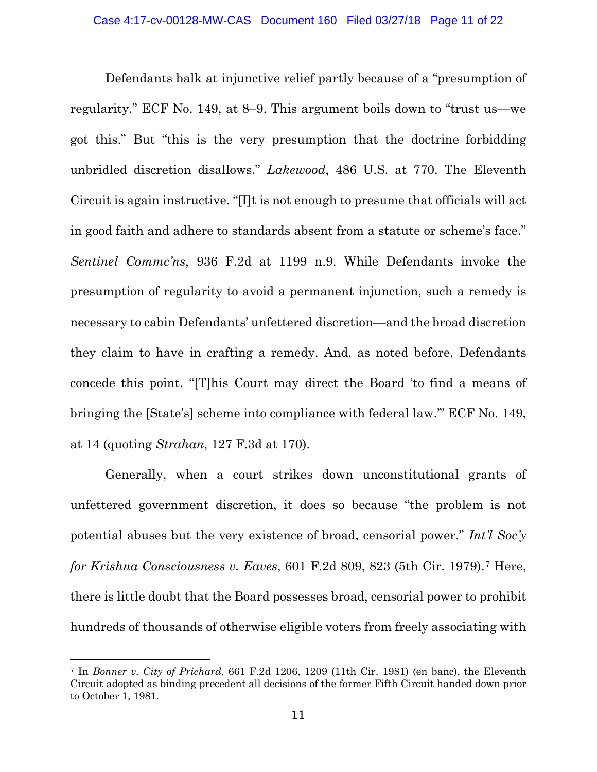Defendants balk at injunctive relief partly because of a "presumption of regularity." ECF No. 149, at 8–9. This argument boils down to "trust us—we got this." But "this is the very presumption that the doctrine forbidding unbridled discretion disallows." *Lakewood*, 486 U.S. at 770. The Eleventh Circuit is again instructive. "[I]t is not enough to presume that officials will act in good faith and adhere to standards absent from a statute or scheme's face." *Sentinel Commc'ns*, 936 F.2d at 1199 n.9. While Defendants invoke the presumption of regularity to avoid a permanent injunction, such a remedy is necessary to cabin Defendants' unfettered discretion—and the broad discretion they claim to have in crafting a remedy. And, as noted before, Defendants concede this point. "[T]his Court may direct the Board 'to find a means of bringing the [State's] scheme into compliance with federal law.'" ECF No. 149, at 14 (quoting *Strahan*, 127 F.3d at 170).

Generally, when a court strikes down unconstitutional grants of unfettered government discretion, it does so because "the problem is not potential abuses but the very existence of broad, censorial power." *Int'l Soc'y for Krishna Consciousness v. Eaves*, 601 F.2d 809, 823 (5th Cir. 1979).[7] Here, there is little doubt that the Board possesses broad, censorial power to prohibit hundreds of thousands of otherwise eligible voters from freely associating with

---

[7] In *Bonner v. City of Prichard*, 661 F.2d 1206, 1209 (11th Cir. 1981) (en banc), the Eleventh Circuit adopted as binding precedent all decisions of the former Fifth Circuit handed down prior to October 1, 1981.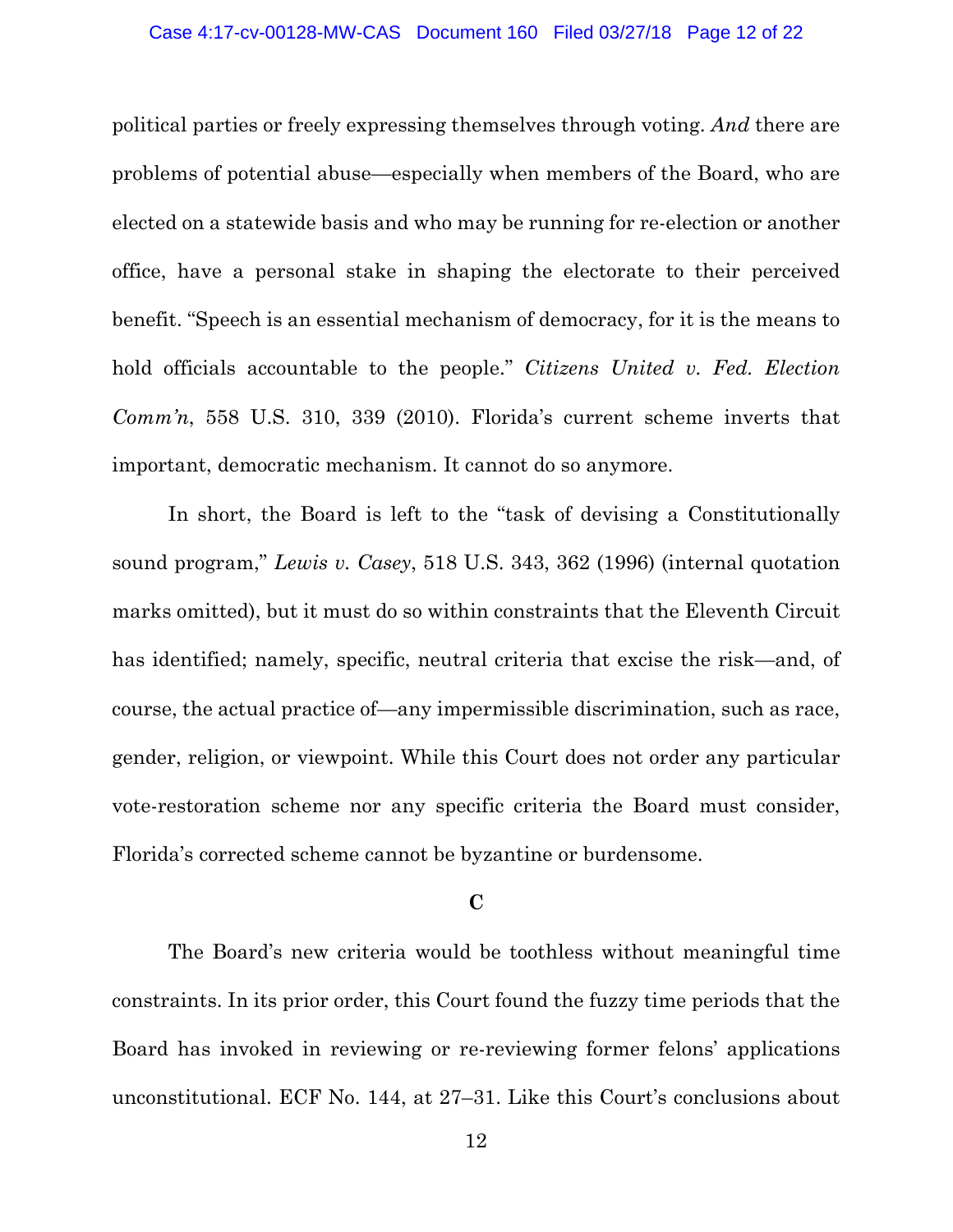political parties or freely expressing themselves through voting. *And* there are problems of potential abuse—especially when members of the Board, who are elected on a statewide basis and who may be running for re-election or another office, have a personal stake in shaping the electorate to their perceived benefit. "Speech is an essential mechanism of democracy, for it is the means to hold officials accountable to the people." *Citizens United v. Fed. Election Comm'n*, 558 U.S. 310, 339 (2010). Florida's current scheme inverts that important, democratic mechanism. It cannot do so anymore.

In short, the Board is left to the "task of devising a Constitutionally sound program," *Lewis v. Casey*, 518 U.S. 343, 362 (1996) (internal quotation marks omitted), but it must do so within constraints that the Eleventh Circuit has identified; namely, specific, neutral criteria that excise the risk—and, of course, the actual practice of—any impermissible discrimination, such as race, gender, religion, or viewpoint. While this Court does not order any particular vote-restoration scheme nor any specific criteria the Board must consider, Florida's corrected scheme cannot be byzantine or burdensome.

**C**

The Board's new criteria would be toothless without meaningful time constraints. In its prior order, this Court found the fuzzy time periods that the Board has invoked in reviewing or re-reviewing former felons' applications unconstitutional. ECF No. 144, at 27–31. Like this Court's conclusions about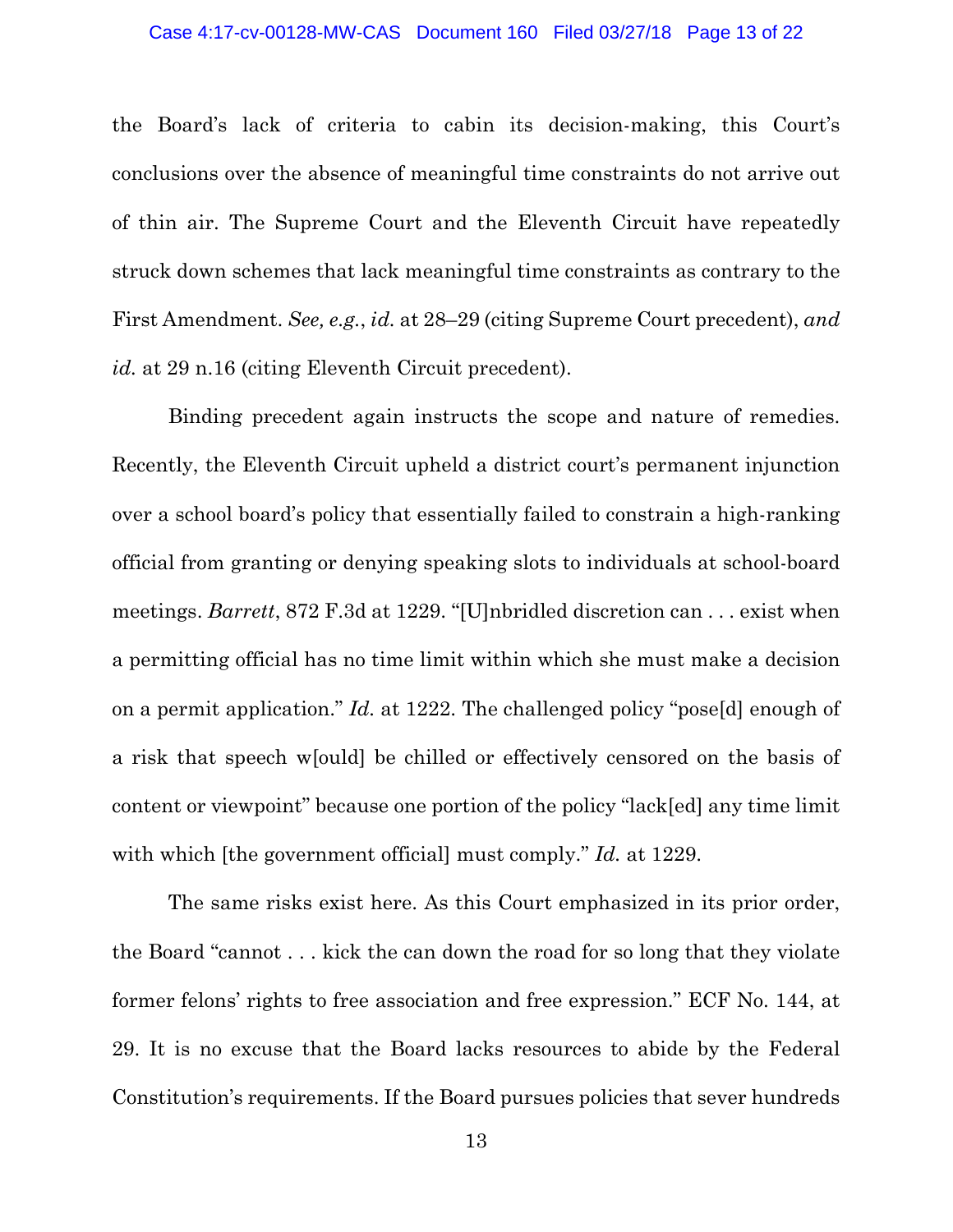the Board's lack of criteria to cabin its decision-making, this Court's conclusions over the absence of meaningful time constraints do not arrive out of thin air. The Supreme Court and the Eleventh Circuit have repeatedly struck down schemes that lack meaningful time constraints as contrary to the First Amendment. *See, e.g.*, *id.* at 28–29 (citing Supreme Court precedent), *and id.* at 29 n.16 (citing Eleventh Circuit precedent).

Binding precedent again instructs the scope and nature of remedies. Recently, the Eleventh Circuit upheld a district court's permanent injunction over a school board's policy that essentially failed to constrain a high-ranking official from granting or denying speaking slots to individuals at school-board meetings. *Barrett*, 872 F.3d at 1229. "[U]nbridled discretion can . . . exist when a permitting official has no time limit within which she must make a decision on a permit application." *Id.* at 1222. The challenged policy "pose[d] enough of a risk that speech w[ould] be chilled or effectively censored on the basis of content or viewpoint" because one portion of the policy "lack[ed] any time limit with which [the government official] must comply." *Id.* at 1229.

The same risks exist here. As this Court emphasized in its prior order, the Board "cannot . . . kick the can down the road for so long that they violate former felons' rights to free association and free expression." ECF No. 144, at 29. It is no excuse that the Board lacks resources to abide by the Federal Constitution's requirements. If the Board pursues policies that sever hundreds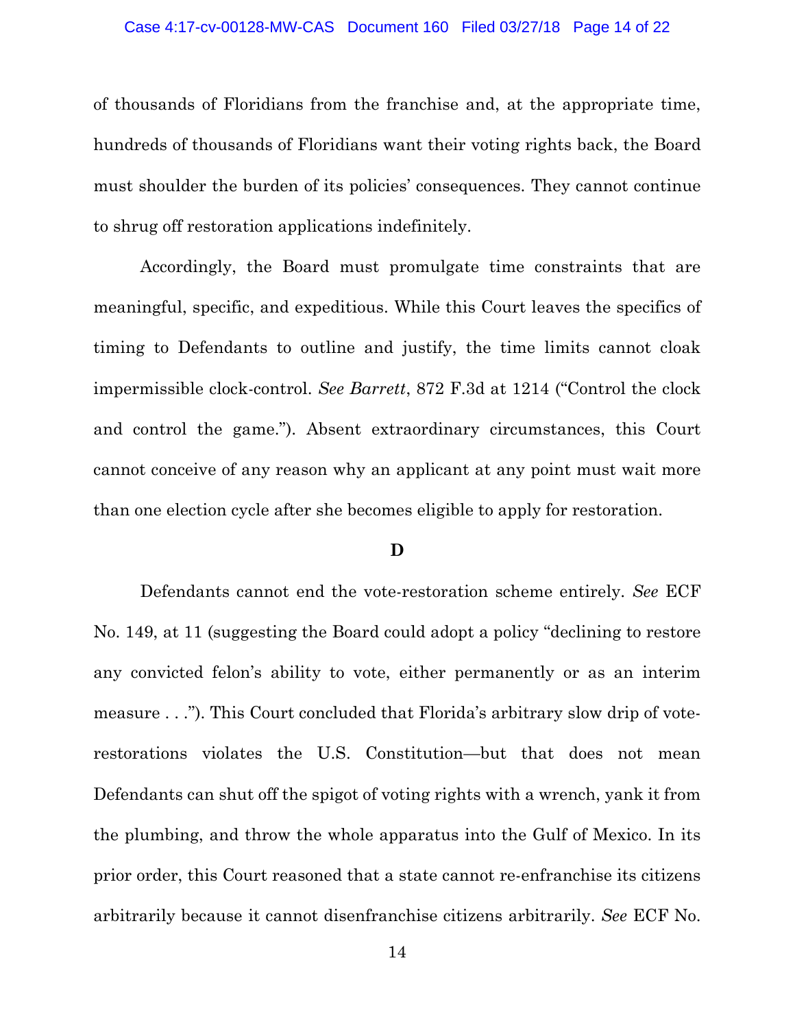of thousands of Floridians from the franchise and, at the appropriate time, hundreds of thousands of Floridians want their voting rights back, the Board must shoulder the burden of its policies' consequences. They cannot continue to shrug off restoration applications indefinitely.

Accordingly, the Board must promulgate time constraints that are meaningful, specific, and expeditious. While this Court leaves the specifics of timing to Defendants to outline and justify, the time limits cannot cloak impermissible clock-control. *See Barrett*, 872 F.3d at 1214 ("Control the clock and control the game."). Absent extraordinary circumstances, this Court cannot conceive of any reason why an applicant at any point must wait more than one election cycle after she becomes eligible to apply for restoration.

**D**

Defendants cannot end the vote-restoration scheme entirely. *See* ECF No. 149, at 11 (suggesting the Board could adopt a policy "declining to restore any convicted felon's ability to vote, either permanently or as an interim measure . . ."). This Court concluded that Florida's arbitrary slow drip of vote-restorations violates the U.S. Constitution—but that does not mean Defendants can shut off the spigot of voting rights with a wrench, yank it from the plumbing, and throw the whole apparatus into the Gulf of Mexico. In its prior order, this Court reasoned that a state cannot re-enfranchise its citizens arbitrarily because it cannot disenfranchise citizens arbitrarily. *See* ECF No.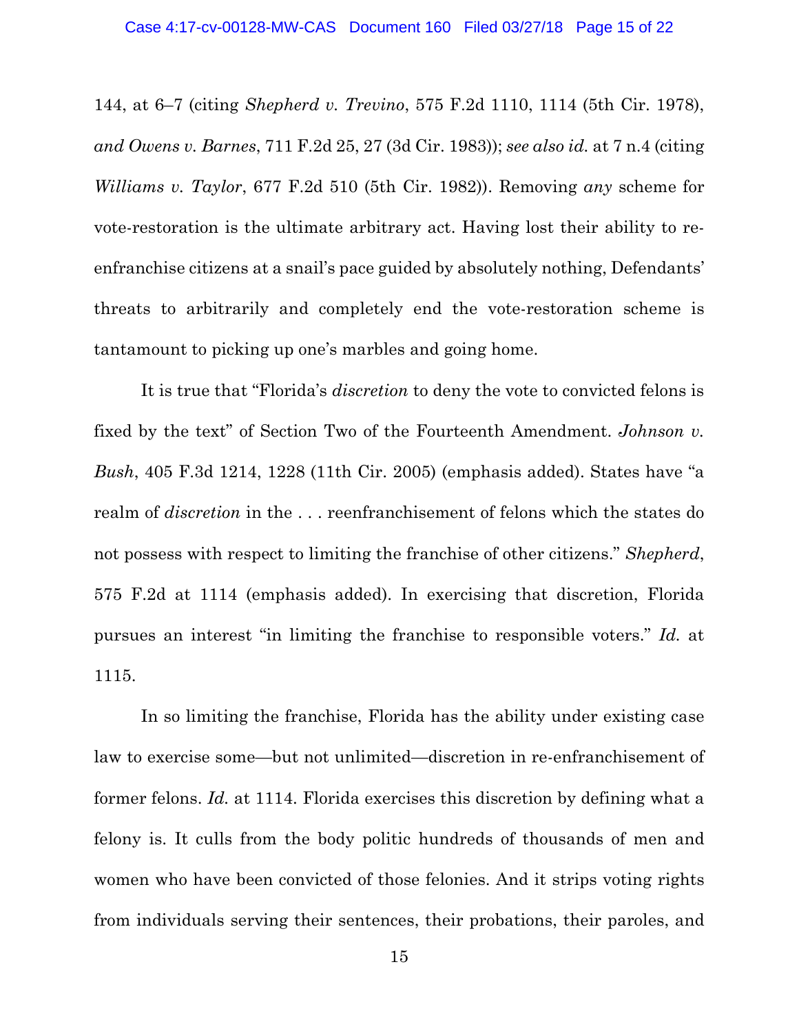144, at 6–7 (citing *Shepherd v. Trevino*, 575 F.2d 1110, 1114 (5th Cir. 1978), *and Owens v. Barnes*, 711 F.2d 25, 27 (3d Cir. 1983)); *see also id.* at 7 n.4 (citing *Williams v. Taylor*, 677 F.2d 510 (5th Cir. 1982)). Removing *any* scheme for vote-restoration is the ultimate arbitrary act. Having lost their ability to re-enfranchise citizens at a snail's pace guided by absolutely nothing, Defendants' threats to arbitrarily and completely end the vote-restoration scheme is tantamount to picking up one's marbles and going home.

It is true that "Florida's *discretion* to deny the vote to convicted felons is fixed by the text" of Section Two of the Fourteenth Amendment. *Johnson v. Bush*, 405 F.3d 1214, 1228 (11th Cir. 2005) (emphasis added). States have "a realm of *discretion* in the . . . reenfranchisement of felons which the states do not possess with respect to limiting the franchise of other citizens." *Shepherd*, 575 F.2d at 1114 (emphasis added). In exercising that discretion, Florida pursues an interest "in limiting the franchise to responsible voters." *Id.* at 1115.

In so limiting the franchise, Florida has the ability under existing case law to exercise some—but not unlimited—discretion in re-enfranchisement of former felons. *Id.* at 1114. Florida exercises this discretion by defining what a felony is. It culls from the body politic hundreds of thousands of men and women who have been convicted of those felonies. And it strips voting rights from individuals serving their sentences, their probations, their paroles, and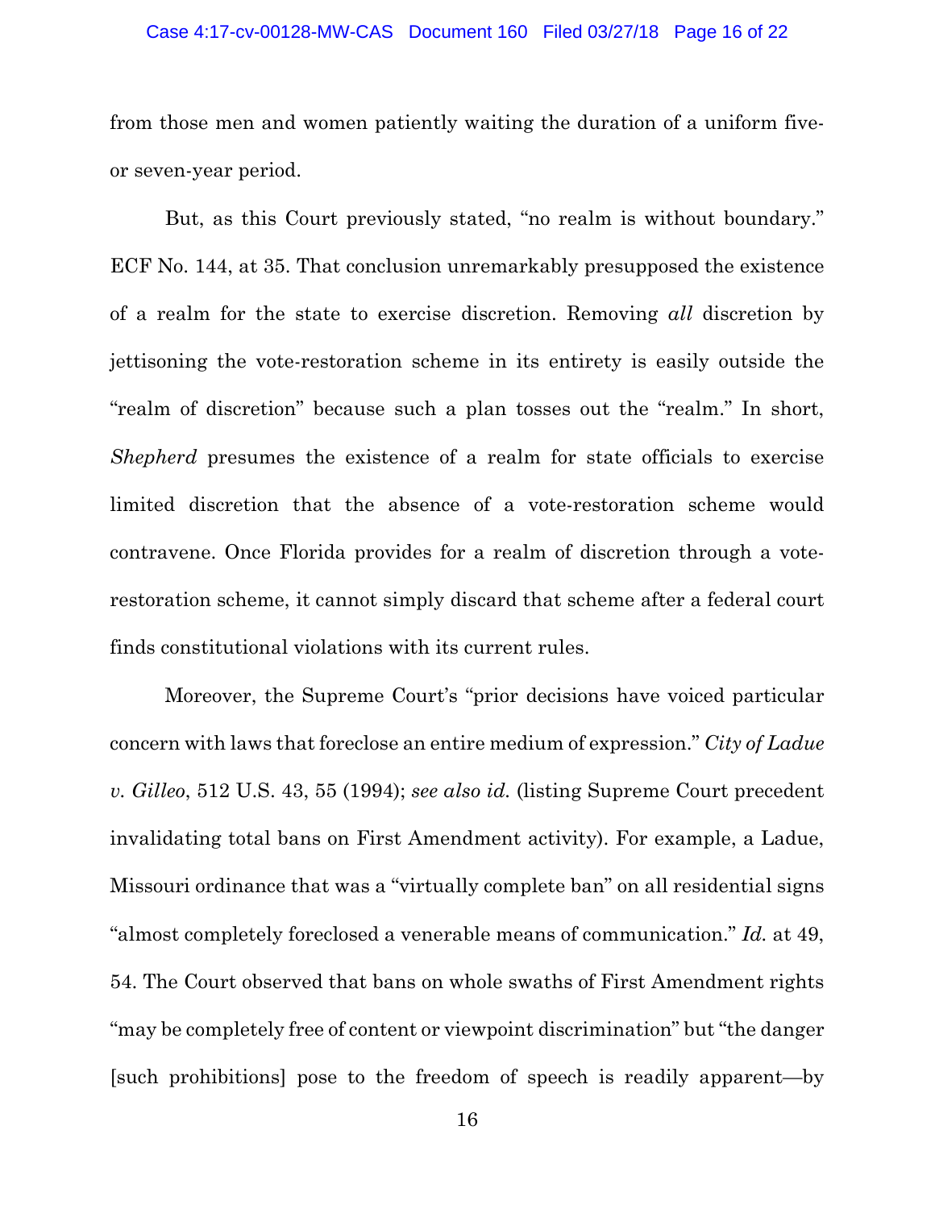from those men and women patiently waiting the duration of a uniform five- or seven-year period.

But, as this Court previously stated, "no realm is without boundary." ECF No. 144, at 35. That conclusion unremarkably presupposed the existence of a realm for the state to exercise discretion. Removing *all* discretion by jettisoning the vote-restoration scheme in its entirety is easily outside the "realm of discretion" because such a plan tosses out the "realm." In short, *Shepherd* presumes the existence of a realm for state officials to exercise limited discretion that the absence of a vote-restoration scheme would contravene. Once Florida provides for a realm of discretion through a vote-restoration scheme, it cannot simply discard that scheme after a federal court finds constitutional violations with its current rules.

Moreover, the Supreme Court's "prior decisions have voiced particular concern with laws that foreclose an entire medium of expression." *City of Ladue v. Gilleo*, 512 U.S. 43, 55 (1994); *see also id.* (listing Supreme Court precedent invalidating total bans on First Amendment activity). For example, a Ladue, Missouri ordinance that was a "virtually complete ban" on all residential signs "almost completely foreclosed a venerable means of communication." *Id.* at 49, 54. The Court observed that bans on whole swaths of First Amendment rights "may be completely free of content or viewpoint discrimination" but "the danger [such prohibitions] pose to the freedom of speech is readily apparent—by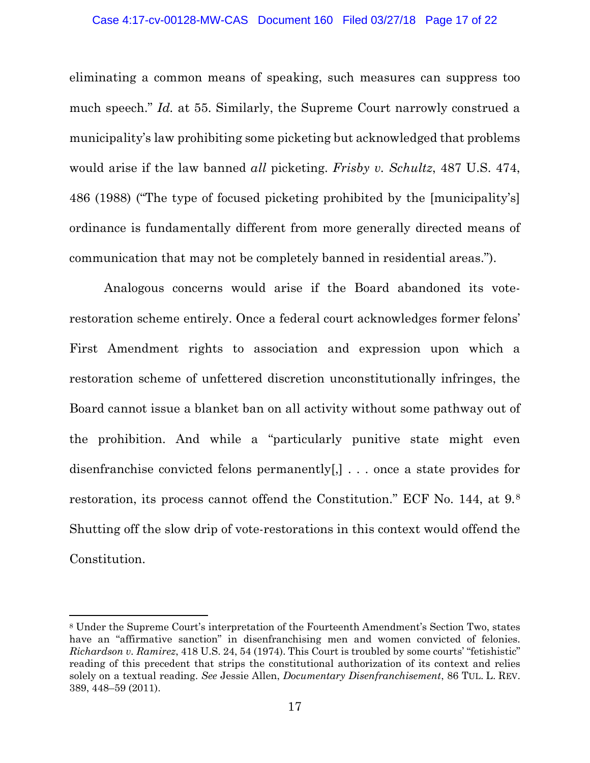eliminating a common means of speaking, such measures can suppress too much speech." *Id.* at 55. Similarly, the Supreme Court narrowly construed a municipality's law prohibiting some picketing but acknowledged that problems would arise if the law banned *all* picketing. *Frisby v. Schultz*, 487 U.S. 474, 486 (1988) ("The type of focused picketing prohibited by the [municipality's] ordinance is fundamentally different from more generally directed means of communication that may not be completely banned in residential areas.").

Analogous concerns would arise if the Board abandoned its vote-restoration scheme entirely. Once a federal court acknowledges former felons' First Amendment rights to association and expression upon which a restoration scheme of unfettered discretion unconstitutionally infringes, the Board cannot issue a blanket ban on all activity without some pathway out of the prohibition. And while a "particularly punitive state might even disenfranchise convicted felons permanently[,] . . . once a state provides for restoration, its process cannot offend the Constitution." ECF No. 144, at 9.[8] Shutting off the slow drip of vote-restorations in this context would offend the Constitution.

---

[8] Under the Supreme Court's interpretation of the Fourteenth Amendment's Section Two, states have an "affirmative sanction" in disenfranchising men and women convicted of felonies. *Richardson v. Ramirez*, 418 U.S. 24, 54 (1974). This Court is troubled by some courts' "fetishistic" reading of this precedent that strips the constitutional authorization of its context and relies solely on a textual reading. *See* Jessie Allen, *Documentary Disenfranchisement*, 86 TUL. L. REV. 389, 448–59 (2011).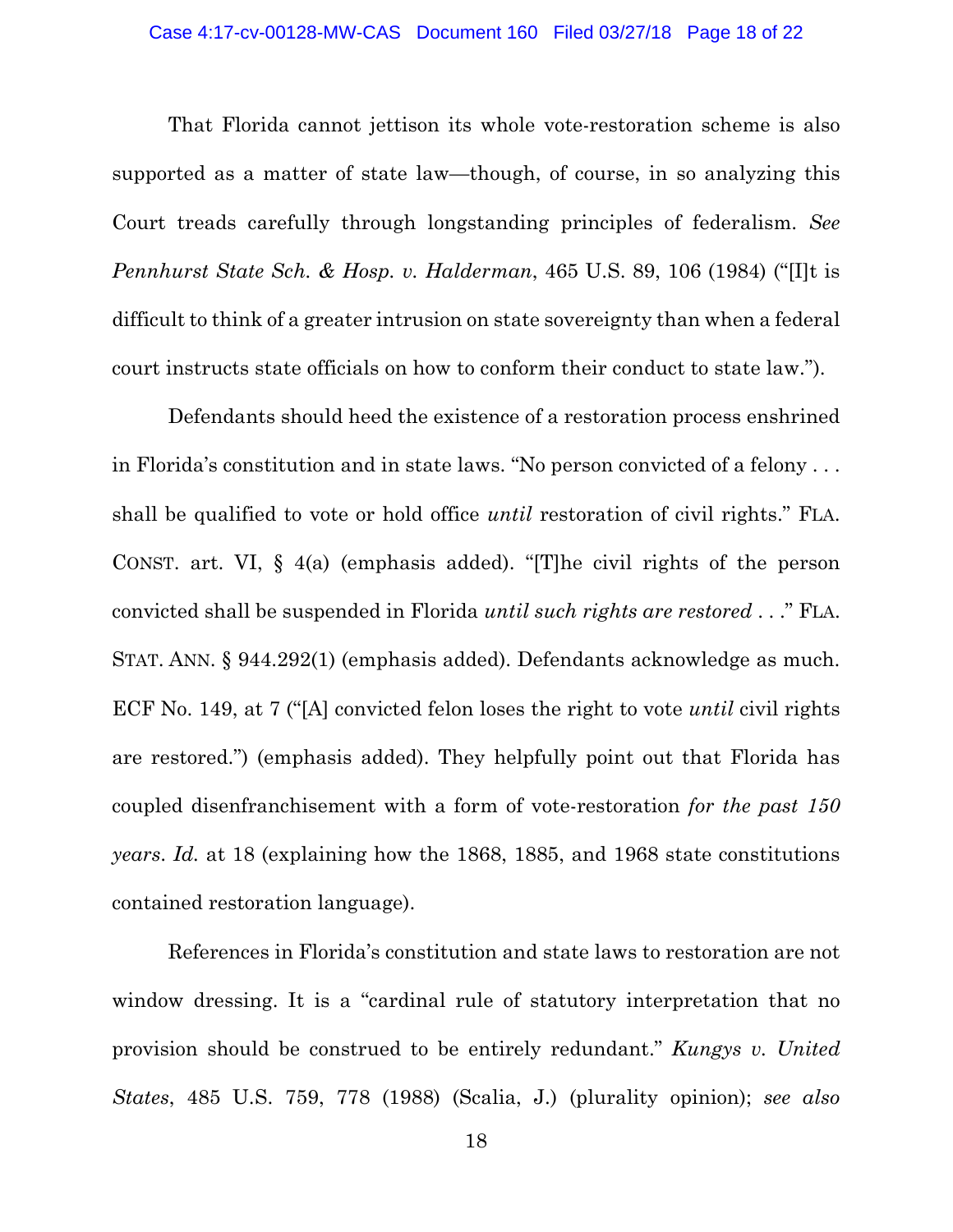That Florida cannot jettison its whole vote-restoration scheme is also supported as a matter of state law—though, of course, in so analyzing this Court treads carefully through longstanding principles of federalism. *See Pennhurst State Sch. & Hosp. v. Halderman*, 465 U.S. 89, 106 (1984) ("[I]t is difficult to think of a greater intrusion on state sovereignty than when a federal court instructs state officials on how to conform their conduct to state law.").

Defendants should heed the existence of a restoration process enshrined in Florida's constitution and in state laws. "No person convicted of a felony . . . shall be qualified to vote or hold office *until* restoration of civil rights." FLA. CONST. art. VI, § 4(a) (emphasis added). "[T]he civil rights of the person convicted shall be suspended in Florida *until such rights are restored* . . ." FLA. STAT. ANN. § 944.292(1) (emphasis added). Defendants acknowledge as much. ECF No. 149, at 7 ("[A] convicted felon loses the right to vote *until* civil rights are restored.") (emphasis added). They helpfully point out that Florida has coupled disenfranchisement with a form of vote-restoration *for the past 150 years*. *Id.* at 18 (explaining how the 1868, 1885, and 1968 state constitutions contained restoration language).

References in Florida's constitution and state laws to restoration are not window dressing. It is a "cardinal rule of statutory interpretation that no provision should be construed to be entirely redundant." *Kungys v. United States*, 485 U.S. 759, 778 (1988) (Scalia, J.) (plurality opinion); *see also*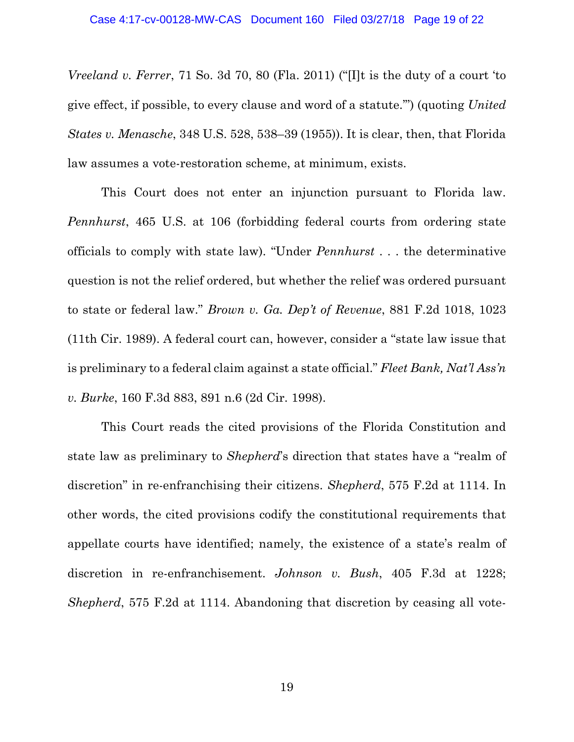*Vreeland v. Ferrer*, 71 So. 3d 70, 80 (Fla. 2011) ("[I]t is the duty of a court 'to give effect, if possible, to every clause and word of a statute.'") (quoting *United States v. Menasche*, 348 U.S. 528, 538–39 (1955)). It is clear, then, that Florida law assumes a vote-restoration scheme, at minimum, exists.

This Court does not enter an injunction pursuant to Florida law. *Pennhurst*, 465 U.S. at 106 (forbidding federal courts from ordering state officials to comply with state law). "Under *Pennhurst* . . . the determinative question is not the relief ordered, but whether the relief was ordered pursuant to state or federal law." *Brown v. Ga. Dep't of Revenue*, 881 F.2d 1018, 1023 (11th Cir. 1989). A federal court can, however, consider a "state law issue that is preliminary to a federal claim against a state official." *Fleet Bank, Nat'l Ass'n v. Burke*, 160 F.3d 883, 891 n.6 (2d Cir. 1998).

This Court reads the cited provisions of the Florida Constitution and state law as preliminary to *Shepherd*'s direction that states have a "realm of discretion" in re-enfranchising their citizens. *Shepherd*, 575 F.2d at 1114. In other words, the cited provisions codify the constitutional requirements that appellate courts have identified; namely, the existence of a state's realm of discretion in re-enfranchisement. *Johnson v. Bush*, 405 F.3d at 1228; *Shepherd*, 575 F.2d at 1114. Abandoning that discretion by ceasing all vote-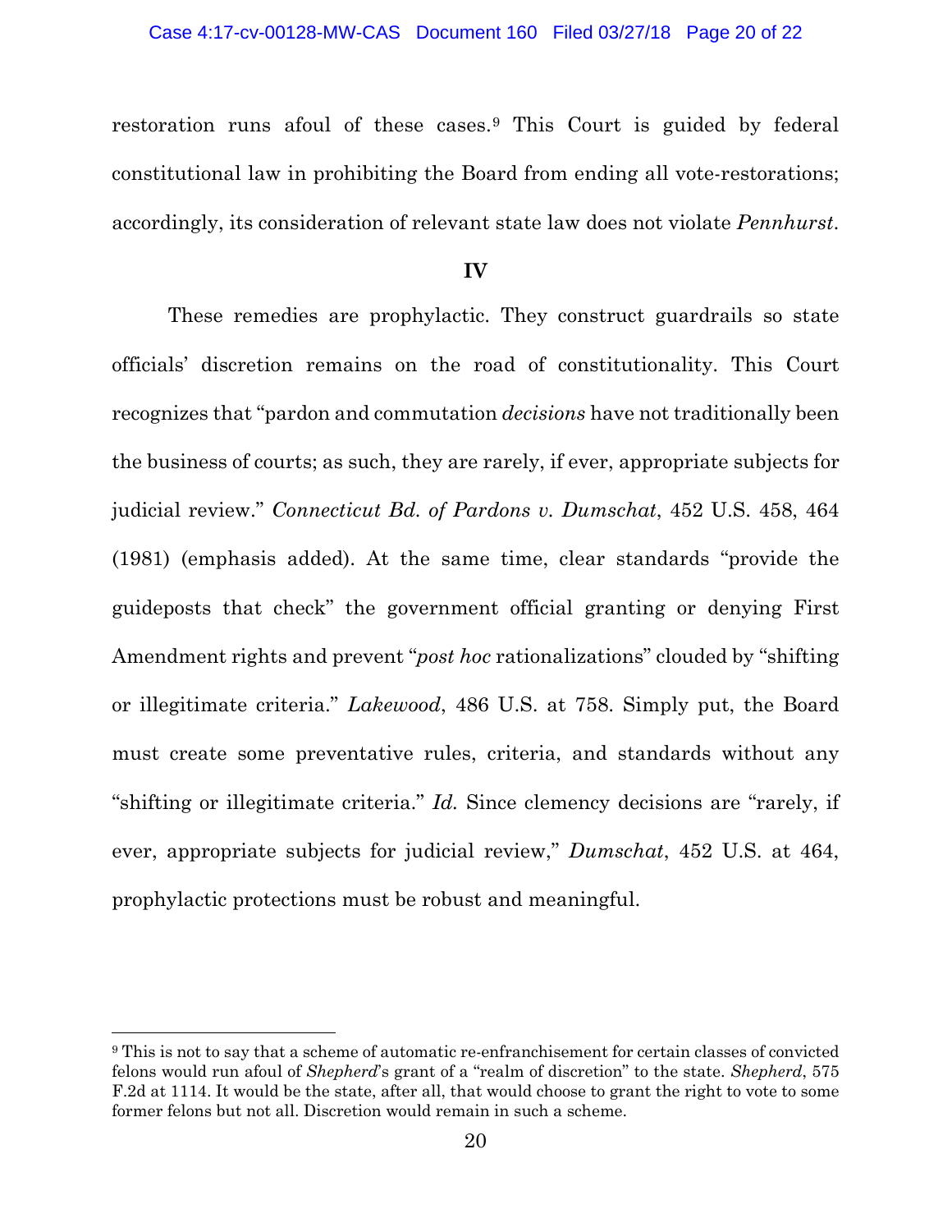restoration runs afoul of these cases.[9] This Court is guided by federal constitutional law in prohibiting the Board from ending all vote-restorations; accordingly, its consideration of relevant state law does not violate *Pennhurst*.

**IV**

These remedies are prophylactic. They construct guardrails so state officials' discretion remains on the road of constitutionality. This Court recognizes that "pardon and commutation *decisions* have not traditionally been the business of courts; as such, they are rarely, if ever, appropriate subjects for judicial review." *Connecticut Bd. of Pardons v. Dumschat*, 452 U.S. 458, 464 (1981) (emphasis added). At the same time, clear standards "provide the guideposts that check" the government official granting or denying First Amendment rights and prevent "*post hoc* rationalizations" clouded by "shifting or illegitimate criteria." *Lakewood*, 486 U.S. at 758. Simply put, the Board must create some preventative rules, criteria, and standards without any "shifting or illegitimate criteria." *Id.* Since clemency decisions are "rarely, if ever, appropriate subjects for judicial review," *Dumschat*, 452 U.S. at 464, prophylactic protections must be robust and meaningful.

---

[9] This is not to say that a scheme of automatic re-enfranchisement for certain classes of convicted felons would run afoul of *Shepherd*'s grant of a "realm of discretion" to the state. *Shepherd*, 575 F.2d at 1114. It would be the state, after all, that would choose to grant the right to vote to some former felons but not all. Discretion would remain in such a scheme.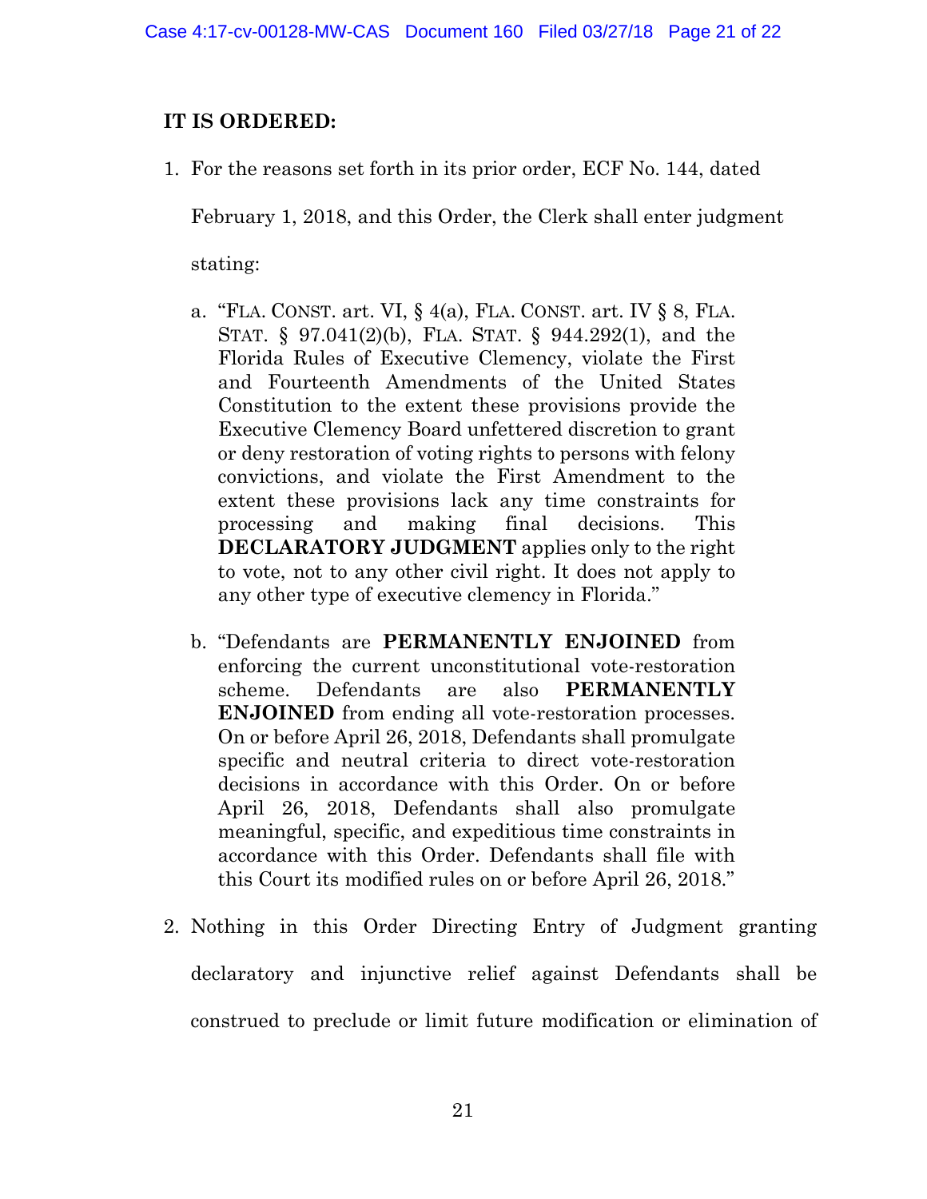**IT IS ORDERED:**

1. For the reasons set forth in its prior order, ECF No. 144, dated February 1, 2018, and this Order, the Clerk shall enter judgment stating:

   a. "FLA. CONST. art. VI, § 4(a), FLA. CONST. art. IV § 8, FLA. STAT. § 97.041(2)(b), FLA. STAT. § 944.292(1), and the Florida Rules of Executive Clemency, violate the First and Fourteenth Amendments of the United States Constitution to the extent these provisions provide the Executive Clemency Board unfettered discretion to grant or deny restoration of voting rights to persons with felony convictions, and violate the First Amendment to the extent these provisions lack any time constraints for processing and making final decisions. This **DECLARATORY JUDGMENT** applies only to the right to vote, not to any other civil right. It does not apply to any other type of executive clemency in Florida."

   b. "Defendants are **PERMANENTLY ENJOINED** from enforcing the current unconstitutional vote-restoration scheme. Defendants are also **PERMANENTLY ENJOINED** from ending all vote-restoration processes. On or before April 26, 2018, Defendants shall promulgate specific and neutral criteria to direct vote-restoration decisions in accordance with this Order. On or before April 26, 2018, Defendants shall also promulgate meaningful, specific, and expeditious time constraints in accordance with this Order. Defendants shall file with this Court its modified rules on or before April 26, 2018."

2. Nothing in this Order Directing Entry of Judgment granting declaratory and injunctive relief against Defendants shall be construed to preclude or limit future modification or elimination of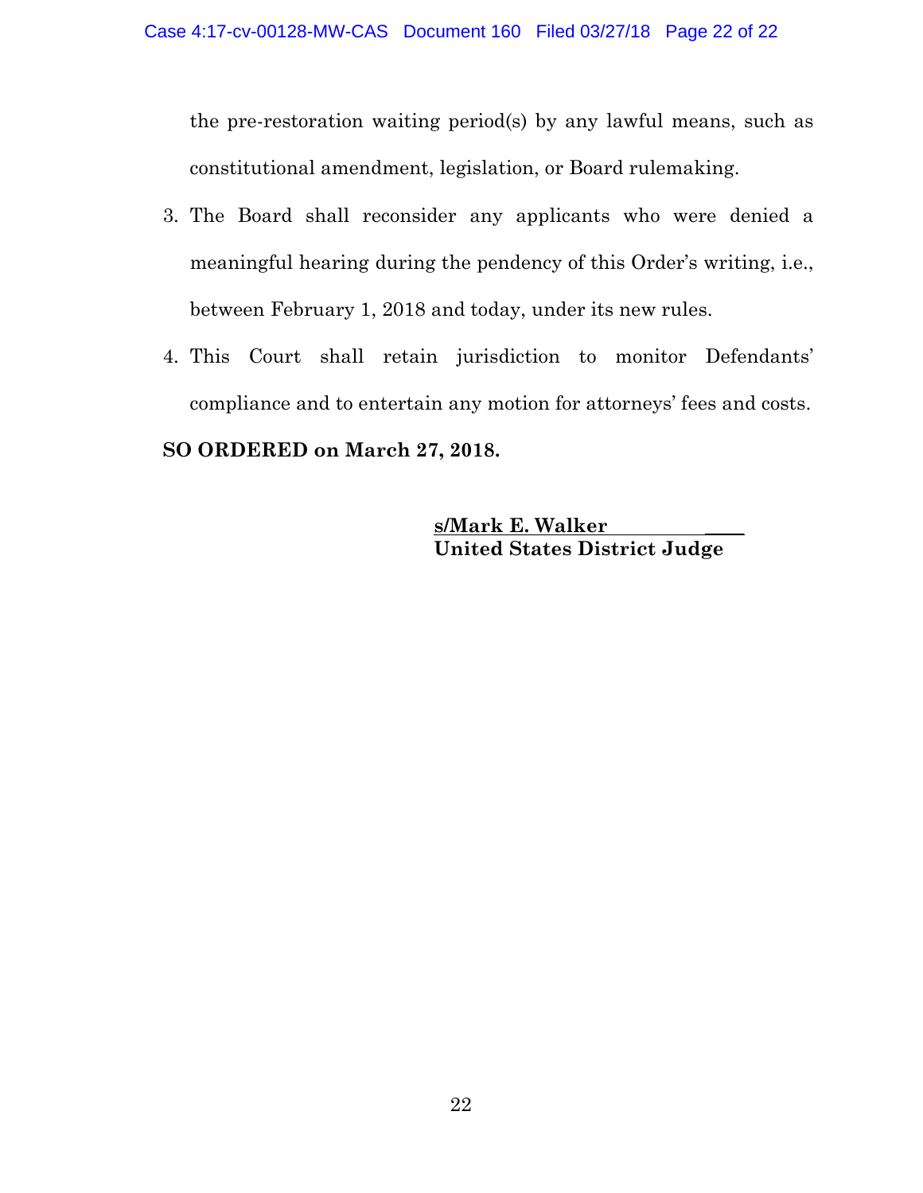the pre-restoration waiting period(s) by any lawful means, such as constitutional amendment, legislation, or Board rulemaking.

3. The Board shall reconsider any applicants who were denied a meaningful hearing during the pendency of this Order's writing, i.e., between February 1, 2018 and today, under its new rules.
4. This Court shall retain jurisdiction to monitor Defendants' compliance and to entertain any motion for attorneys' fees and costs.

**SO ORDERED on March 27, 2018.**

**s/Mark E. Walker**
**United States District Judge**